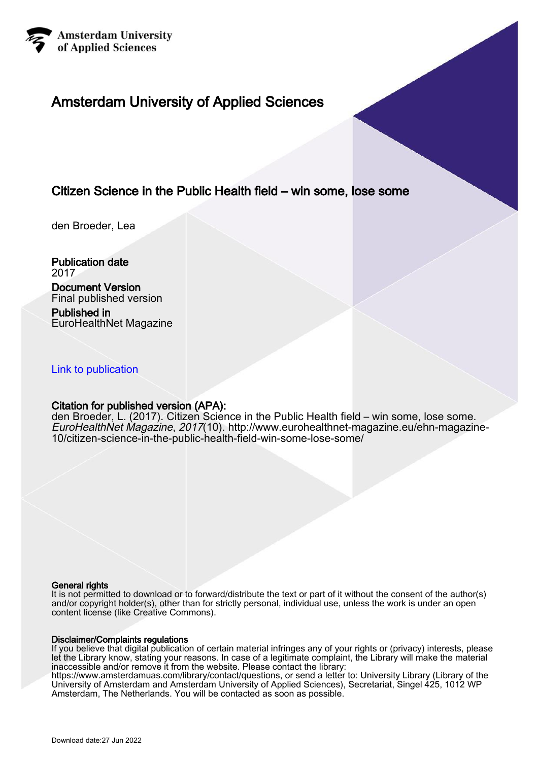Amsterdam University of Applied Sciences

# Amsterdam University of Applied Sciences

## Citizen Science in the Public Health field – win some, lose some

den Broeder, Lea

**Publication date**
2017

**Document Version**
Final published version

**Published in**
EuroHealthNet Magazine

[Link to publication](http://www.eurohealthnet-magazine.eu/ehn-magazine-10/citizen-science-in-the-public-health-field-win-some-lose-some/)

**Citation for published version (APA):**
den Broeder, L. (2017). Citizen Science in the Public Health field – win some, lose some. *EuroHealthNet Magazine*, *2017*(10). http://www.eurohealthnet-magazine.eu/ehn-magazine-10/citizen-science-in-the-public-health-field-win-some-lose-some/

**General rights**
It is not permitted to download or to forward/distribute the text or part of it without the consent of the author(s) and/or copyright holder(s), other than for strictly personal, individual use, unless the work is under an open content license (like Creative Commons).

**Disclaimer/Complaints regulations**
If you believe that digital publication of certain material infringes any of your rights or (privacy) interests, please let the Library know, stating your reasons. In case of a legitimate complaint, the Library will make the material inaccessible and/or remove it from the website. Please contact the library: https://www.amsterdamuas.com/library/contact/questions, or send a letter to: University Library (Library of the University of Amsterdam and Amsterdam University of Applied Sciences), Secretariat, Singel 425, 1012 WP Amsterdam, The Netherlands. You will be contacted as soon as possible.

Download date:27 Jun 2022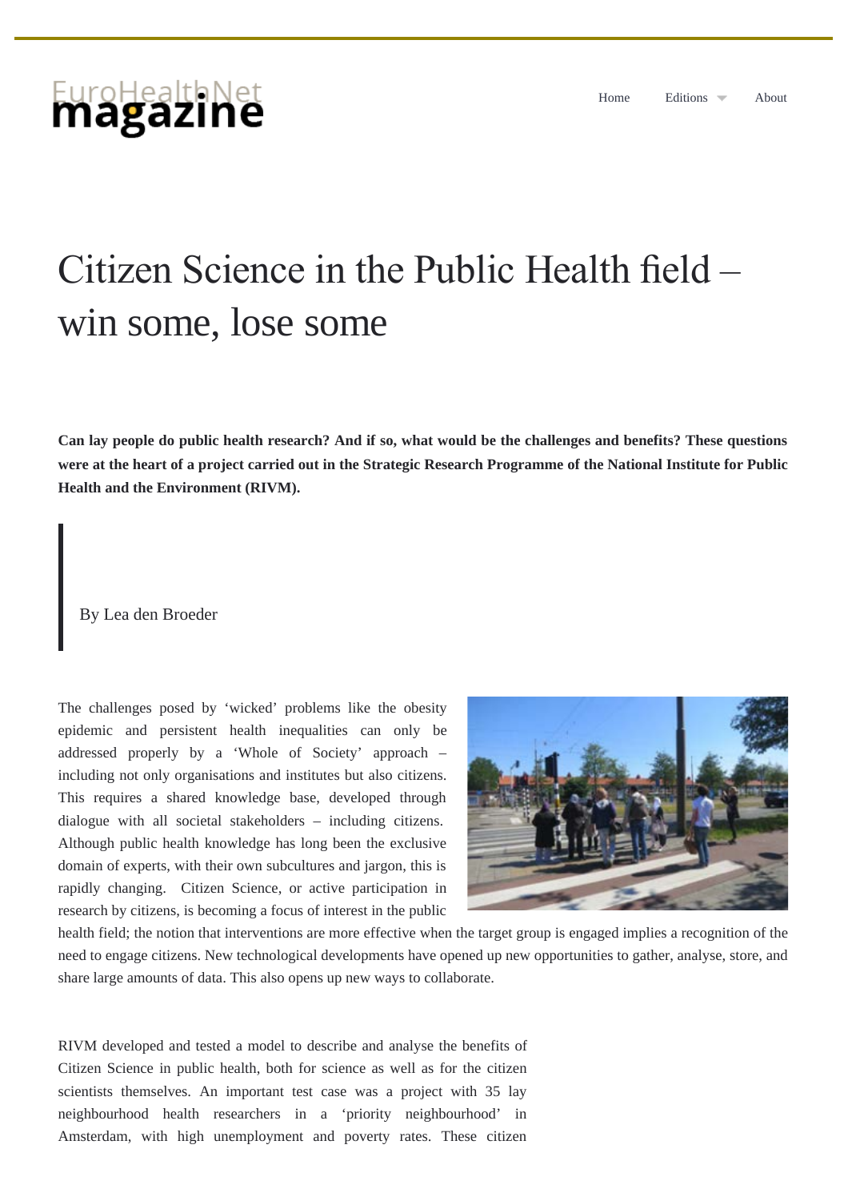# Citizen Science in the Public Health field – win some, lose some

**Can lay people do public health research? And if so, what would be the challenges and benefits? These questions were at the heart of a project carried out in the Strategic Research Programme of the National Institute for Public Health and the Environment (RIVM).**

> By Lea den Broeder

The challenges posed by 'wicked' problems like the obesity epidemic and persistent health inequalities can only be addressed properly by a 'Whole of Society' approach – including not only organisations and institutes but also citizens. This requires a shared knowledge base, developed through dialogue with all societal stakeholders – including citizens. Although public health knowledge has long been the exclusive domain of experts, with their own subcultures and jargon, this is rapidly changing. Citizen Science, or active participation in research by citizens, is becoming a focus of interest in the public health field; the notion that interventions are more effective when the target group is engaged implies a recognition of the need to engage citizens. New technological developments have opened up new opportunities to gather, analyse, store, and share large amounts of data. This also opens up new ways to collaborate.

RIVM developed and tested a model to describe and analyse the benefits of Citizen Science in public health, both for science as well as for the citizen scientists themselves. An important test case was a project with 35 lay neighbourhood health researchers in a 'priority neighbourhood' in Amsterdam, with high unemployment and poverty rates. These citizen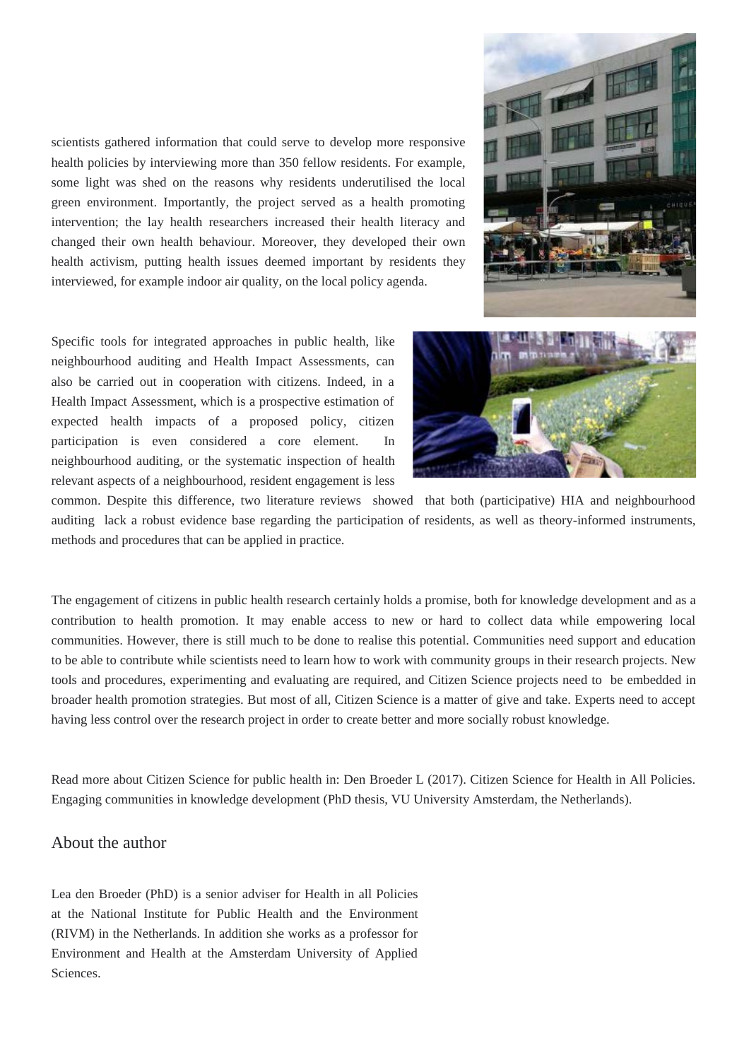scientists gathered information that could serve to develop more responsive health policies by interviewing more than 350 fellow residents. For example, some light was shed on the reasons why residents underutilised the local green environment. Importantly, the project served as a health promoting intervention; the lay health researchers increased their health literacy and changed their own health behaviour. Moreover, they developed their own health activism, putting health issues deemed important by residents they interviewed, for example indoor air quality, on the local policy agenda.

Specific tools for integrated approaches in public health, like neighbourhood auditing and Health Impact Assessments, can also be carried out in cooperation with citizens. Indeed, in a Health Impact Assessment, which is a prospective estimation of expected health impacts of a proposed policy, citizen participation is even considered a core element. In neighbourhood auditing, or the systematic inspection of health relevant aspects of a neighbourhood, resident engagement is less common. Despite this difference, two literature reviews showed that both (participative) HIA and neighbourhood auditing lack a robust evidence base regarding the participation of residents, as well as theory-informed instruments, methods and procedures that can be applied in practice.

The engagement of citizens in public health research certainly holds a promise, both for knowledge development and as a contribution to health promotion. It may enable access to new or hard to collect data while empowering local communities. However, there is still much to be done to realise this potential. Communities need support and education to be able to contribute while scientists need to learn how to work with community groups in their research projects. New tools and procedures, experimenting and evaluating are required, and Citizen Science projects need to be embedded in broader health promotion strategies. But most of all, Citizen Science is a matter of give and take. Experts need to accept having less control over the research project in order to create better and more socially robust knowledge.

Read more about Citizen Science for public health in: Den Broeder L (2017). Citizen Science for Health in All Policies. Engaging communities in knowledge development (PhD thesis, VU University Amsterdam, the Netherlands).

## About the author

Lea den Broeder (PhD) is a senior adviser for Health in all Policies at the National Institute for Public Health and the Environment (RIVM) in the Netherlands. In addition she works as a professor for Environment and Health at the Amsterdam University of Applied Sciences.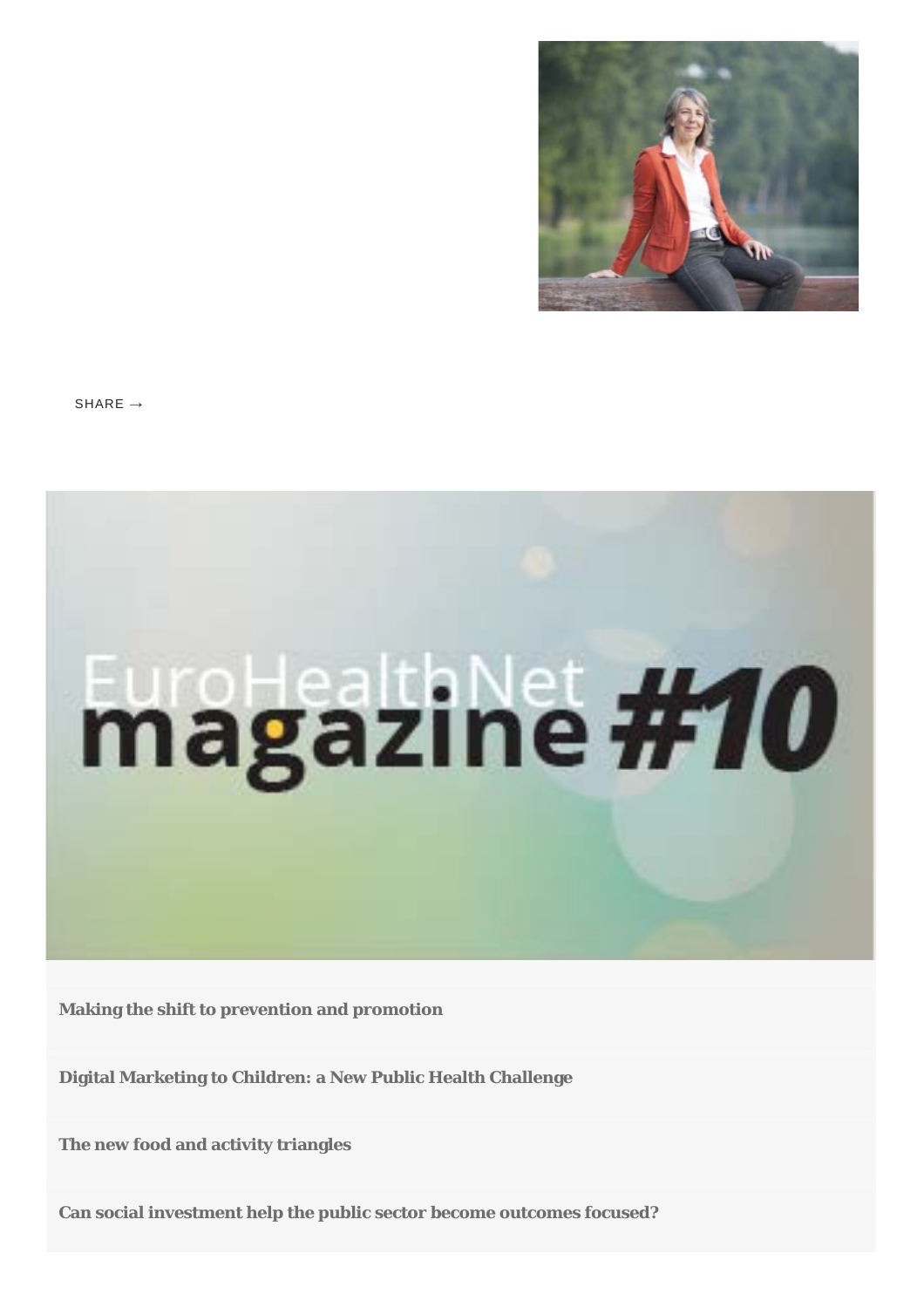SHARE →

Making the shift to prevention and promotion

Digital Marketing to Children: a New Public Health Challenge

The new food and activity triangles

Can social investment help the public sector become outcomes focused?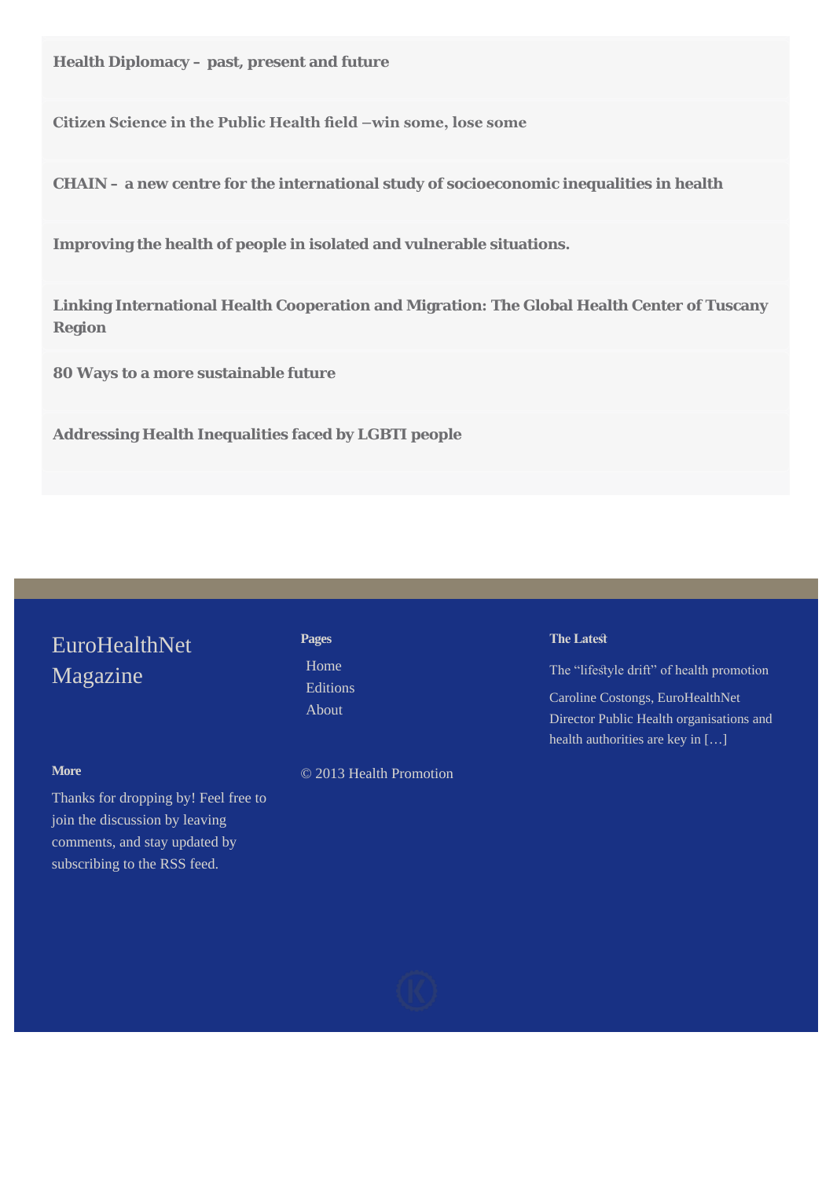**Health Diplomacy – past, present and future**

**Citizen Science in the Public Health field –win some, lose some**

**CHAIN – a new centre for the international study of socioeconomic inequalities in health**

**Improving the health of people in isolated and vulnerable situations.**

**Linking International Health Cooperation and Migration: The Global Health Center of Tuscany Region**

**80 Ways to a more sustainable future**

**Addressing Health Inequalities faced by LGBTI people**

EuroHealthNet Magazine

**Pages**

- Home
- Editions
- About

**The Latest**

The "lifestyle drift" of health promotion

Caroline Costongs, EuroHealthNet Director Public Health organisations and health authorities are key in […]

**More**

Thanks for dropping by! Feel free to join the discussion by leaving comments, and stay updated by subscribing to the RSS feed.

© 2013 Health Promotion